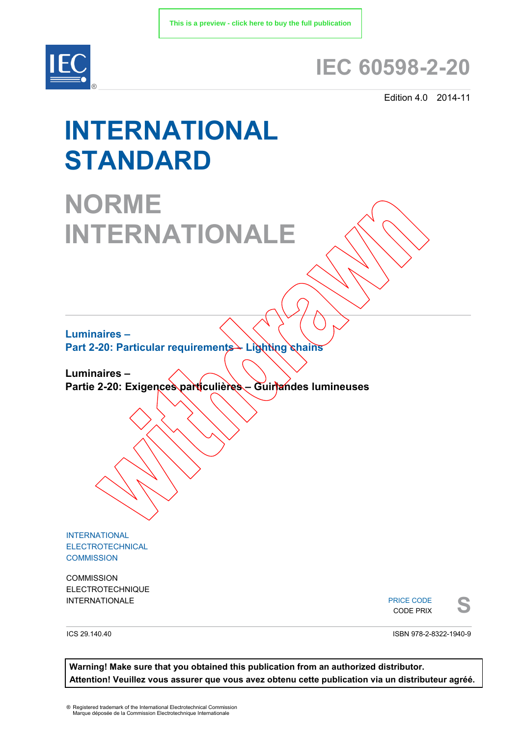This is a preview - click here to buy the full publication

# IEC 60598-2-20

Edition 4.0 2014-11

# INTERNATIONAL STANDARD

# NORME INTERNATIONALE

Withdrawn

**Luminaires –**
**Part 2-20: Particular requirements – Lighting chains**

**Luminaires –**
**Partie 2-20: Exigences particulières – Guirlandes lumineuses**

INTERNATIONAL ELECTROTECHNICAL COMMISSION

COMMISSION ELECTROTECHNIQUE INTERNATIONALE

PRICE CODE
CODE PRIX **S**

ICS 29.140.40

ISBN 978-2-8322-1940-9

**Warning! Make sure that you obtained this publication from an authorized distributor.**
**Attention! Veuillez vous assurer que vous avez obtenu cette publication via un distributeur agréé.**

® Registered trademark of the International Electrotechnical Commission
Marque déposée de la Commission Electrotechnique Internationale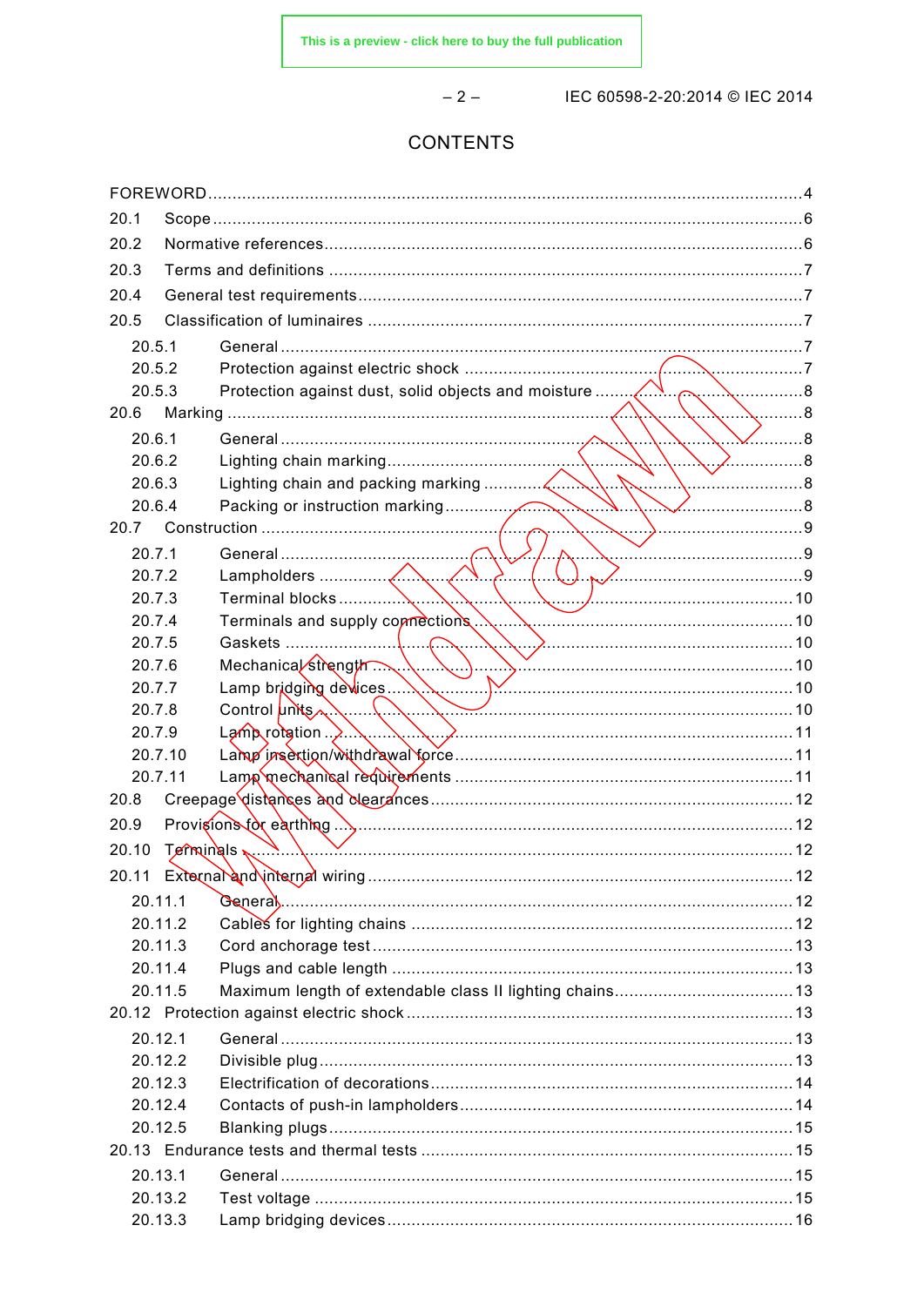# CONTENTS

FOREWORD........................................................................................................................4

20.1 Scope........................................................................................................................6

20.2 Normative references..................................................................................................6

20.3 Terms and definitions .................................................................................................7

20.4 General test requirements............................................................................................7

20.5 Classification of luminaires .........................................................................................7

- 20.5.1 General ...............................................................................................................7
- 20.5.2 Protection against electric shock ...........................................................................7
- 20.5.3 Protection against dust, solid objects and moisture ..................................................8

20.6 Marking .....................................................................................................................8

- 20.6.1 General ...............................................................................................................8
- 20.6.2 Lighting chain marking...........................................................................................8
- 20.6.3 Lighting chain and packing marking ........................................................................8
- 20.6.4 Packing or instruction marking................................................................................8

20.7 Construction ..............................................................................................................9

- 20.7.1 General ...............................................................................................................9
- 20.7.2 Lampholders ........................................................................................................9
- 20.7.3 Terminal blocks...................................................................................................10
- 20.7.4 Terminals and supply connections .........................................................................10
- 20.7.5 Gaskets .............................................................................................................10
- 20.7.6 Mechanical strength ............................................................................................10
- 20.7.7 Lamp bridging devices..........................................................................................10
- 20.7.8 Control units.......................................................................................................10
- 20.7.9 Lamp rotation .....................................................................................................11
- 20.7.10 Lamp insertion/withdrawal force............................................................................11
- 20.7.11 Lamp mechanical requirements ............................................................................11

20.8 Creepage distances and clearances...........................................................................12

20.9 Provisions for earthing ..............................................................................................12

20.10 Terminals ...............................................................................................................12

20.11 External and internal wiring ......................................................................................12

- 20.11.1 General..............................................................................................................12
- 20.11.2 Cables for lighting chains .....................................................................................12
- 20.11.3 Cord anchorage test ............................................................................................13
- 20.11.4 Plugs and cable length ........................................................................................13
- 20.11.5 Maximum length of extendable class II lighting chains.............................................13

20.12 Protection against electric shock ...............................................................................13

- 20.12.1 General..............................................................................................................13
- 20.12.2 Divisible plug......................................................................................................13
- 20.12.3 Electrification of decorations.................................................................................14
- 20.12.4 Contacts of push-in lampholders...........................................................................14
- 20.12.5 Blanking plugs.....................................................................................................15

20.13 Endurance tests and thermal tests .............................................................................15

- 20.13.1 General..............................................................................................................15
- 20.13.2 Test voltage .......................................................................................................15
- 20.13.3 Lamp bridging devices..........................................................................................16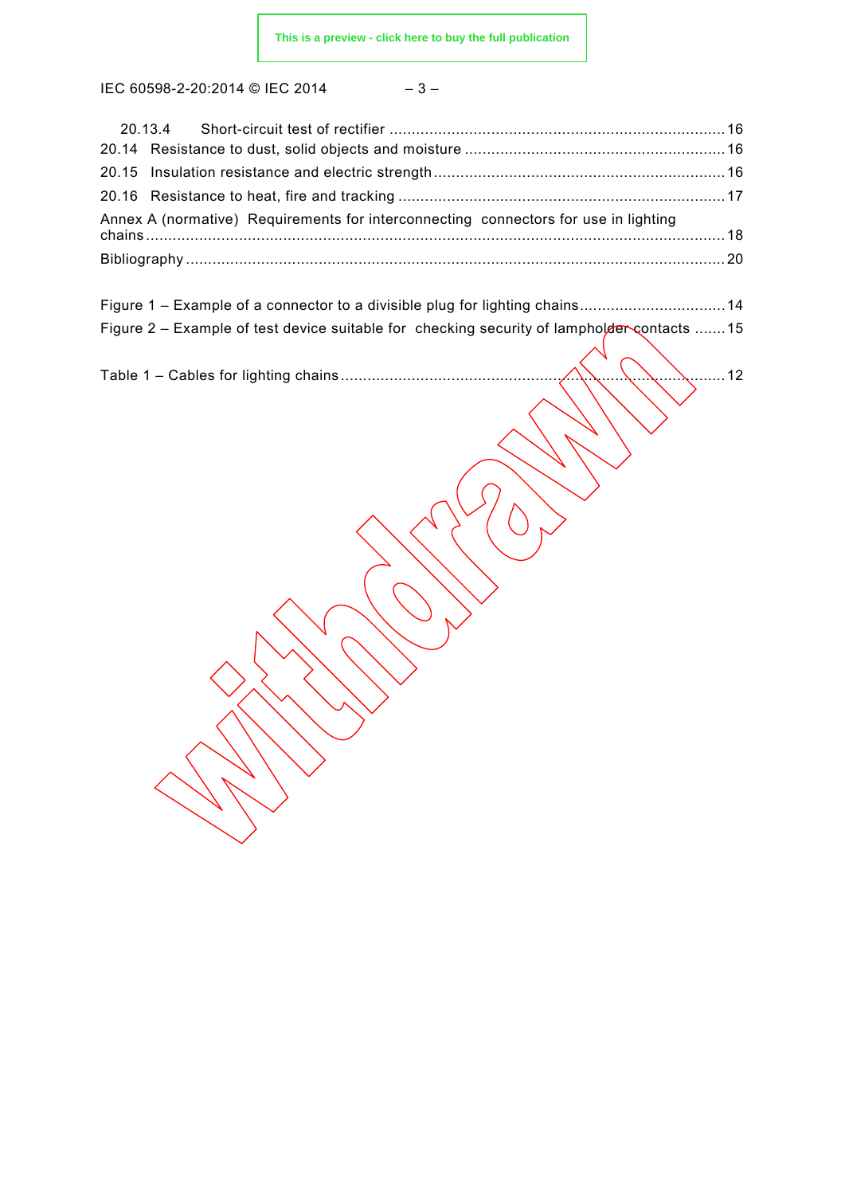20.13.4 Short-circuit test of rectifier ........................................................................... 16
20.14 Resistance to dust, solid objects and moisture .......................................................... 16
20.15 Insulation resistance and electric strength ................................................................. 16
20.16 Resistance to heat, fire and tracking ......................................................................... 17
Annex A (normative) Requirements for interconnecting connectors for use in lighting chains ................................................................................................................................ 18
Bibliography ........................................................................................................................ 20

Figure 1 – Example of a connector to a divisible plug for lighting chains ................................ 14
Figure 2 – Example of test device suitable for checking security of lampholder contacts ....... 15

Table 1 – Cables for lighting chains ...................................................................................... 12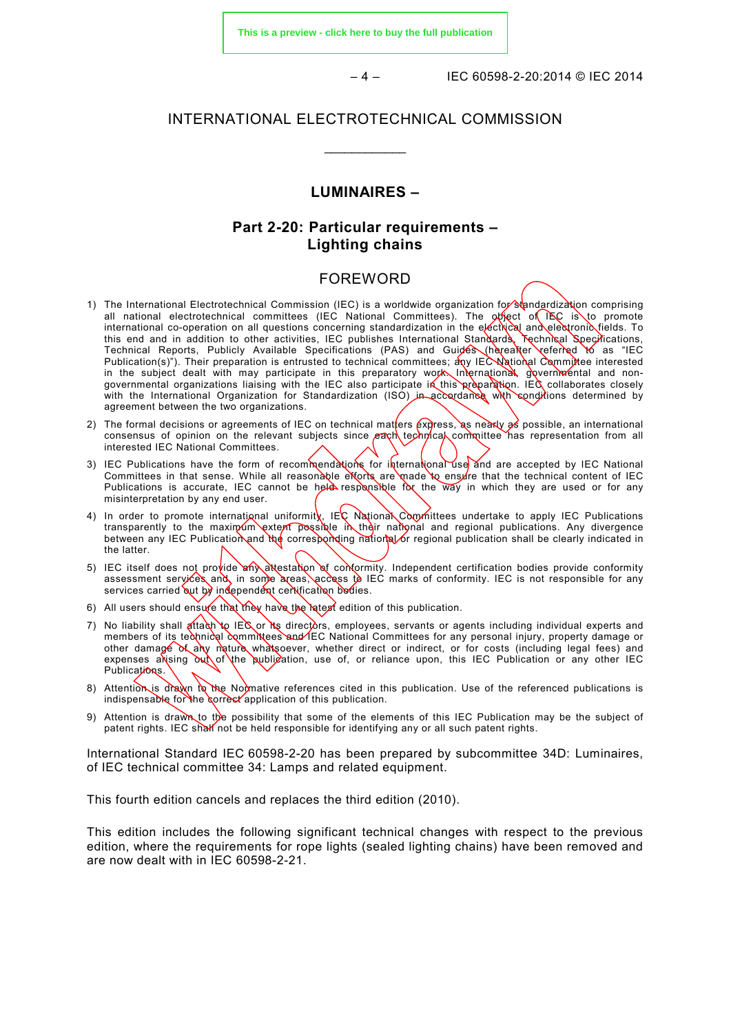INTERNATIONAL ELECTROTECHNICAL COMMISSION

\_\_\_\_\_\_\_\_\_\_\_\_

# LUMINAIRES –

## Part 2-20: Particular requirements – Lighting chains

### FOREWORD

1) The International Electrotechnical Commission (IEC) is a worldwide organization for standardization comprising all national electrotechnical committees (IEC National Committees). The object of IEC is to promote international co-operation on all questions concerning standardization in the electrical and electronic fields. To this end and in addition to other activities, IEC publishes International Standards, Technical Specifications, Technical Reports, Publicly Available Specifications (PAS) and Guides (hereafter referred to as "IEC Publication(s)"). Their preparation is entrusted to technical committees; any IEC National Committee interested in the subject dealt with may participate in this preparatory work. International, governmental and non-governmental organizations liaising with the IEC also participate in this preparation. IEC collaborates closely with the International Organization for Standardization (ISO) in accordance with conditions determined by agreement between the two organizations.
2) The formal decisions or agreements of IEC on technical matters express, as nearly as possible, an international consensus of opinion on the relevant subjects since each technical committee has representation from all interested IEC National Committees.
3) IEC Publications have the form of recommendations for international use and are accepted by IEC National Committees in that sense. While all reasonable efforts are made to ensure that the technical content of IEC Publications is accurate, IEC cannot be held responsible for the way in which they are used or for any misinterpretation by any end user.
4) In order to promote international uniformity, IEC National Committees undertake to apply IEC Publications transparently to the maximum extent possible in their national and regional publications. Any divergence between any IEC Publication and the corresponding national or regional publication shall be clearly indicated in the latter.
5) IEC itself does not provide any attestation of conformity. Independent certification bodies provide conformity assessment services and, in some areas, access to IEC marks of conformity. IEC is not responsible for any services carried out by independent certification bodies.
6) All users should ensure that they have the latest edition of this publication.
7) No liability shall attach to IEC or its directors, employees, servants or agents including individual experts and members of its technical committees and IEC National Committees for any personal injury, property damage or other damage of any nature whatsoever, whether direct or indirect, or for costs (including legal fees) and expenses arising out of the publication, use of, or reliance upon, this IEC Publication or any other IEC Publications.
8) Attention is drawn to the Normative references cited in this publication. Use of the referenced publications is indispensable for the correct application of this publication.
9) Attention is drawn to the possibility that some of the elements of this IEC Publication may be the subject of patent rights. IEC shall not be held responsible for identifying any or all such patent rights.

International Standard IEC 60598-2-20 has been prepared by subcommittee 34D: Luminaires, of IEC technical committee 34: Lamps and related equipment.

This fourth edition cancels and replaces the third edition (2010).

This edition includes the following significant technical changes with respect to the previous edition, where the requirements for rope lights (sealed lighting chains) have been removed and are now dealt with in IEC 60598-2-21.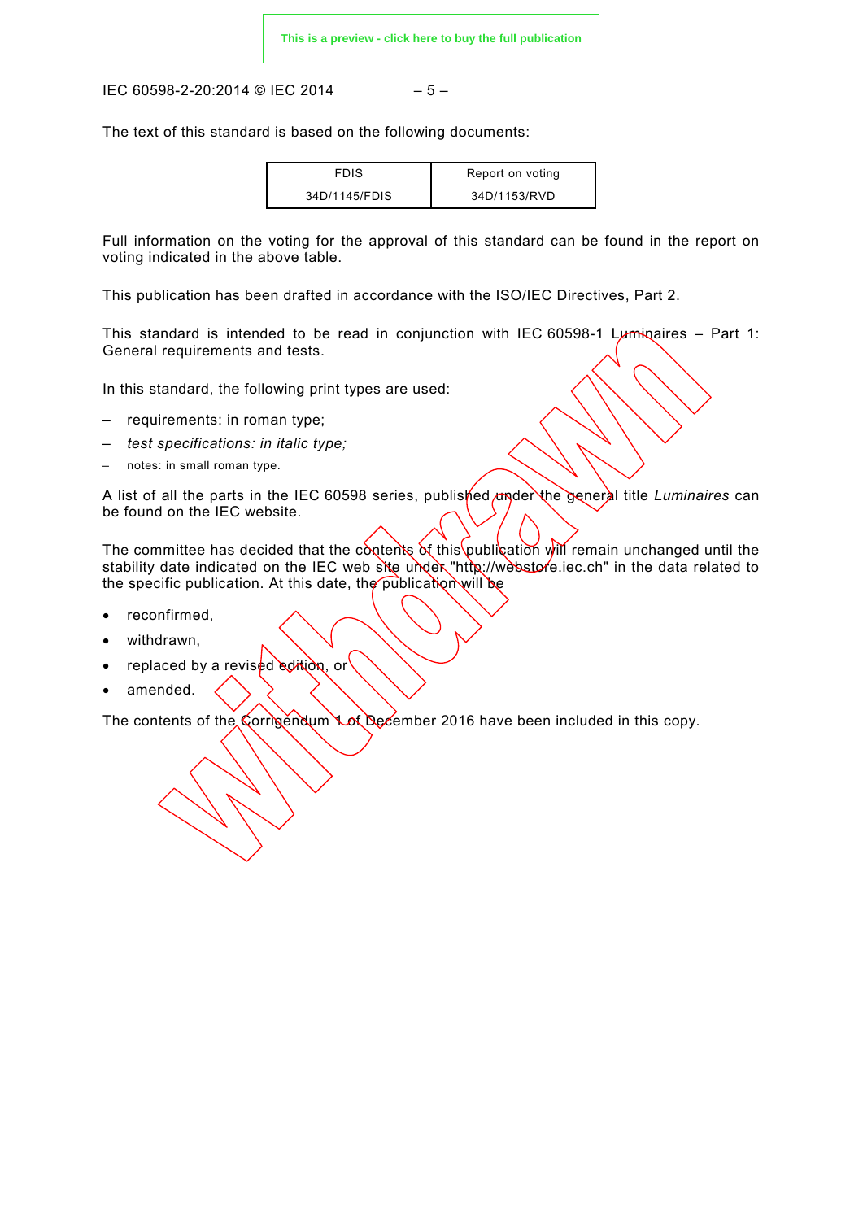The text of this standard is based on the following documents:

| FDIS | Report on voting |
|---|---|
| 34D/1145/FDIS | 34D/1153/RVD |

Full information on the voting for the approval of this standard can be found in the report on voting indicated in the above table.

This publication has been drafted in accordance with the ISO/IEC Directives, Part 2.

This standard is intended to be read in conjunction with IEC 60598-1 Luminaires – Part 1: General requirements and tests.

In this standard, the following print types are used:

- requirements: in roman type;
- *test specifications: in italic type;*
- notes: in small roman type.

A list of all the parts in the IEC 60598 series, published under the general title *Luminaires* can be found on the IEC website.

The committee has decided that the contents of this publication will remain unchanged until the stability date indicated on the IEC web site under "http://webstore.iec.ch" in the data related to the specific publication. At this date, the publication will be

- reconfirmed,
- withdrawn,
- replaced by a revised edition, or
- amended.

The contents of the Corrigendum 1 of December 2016 have been included in this copy.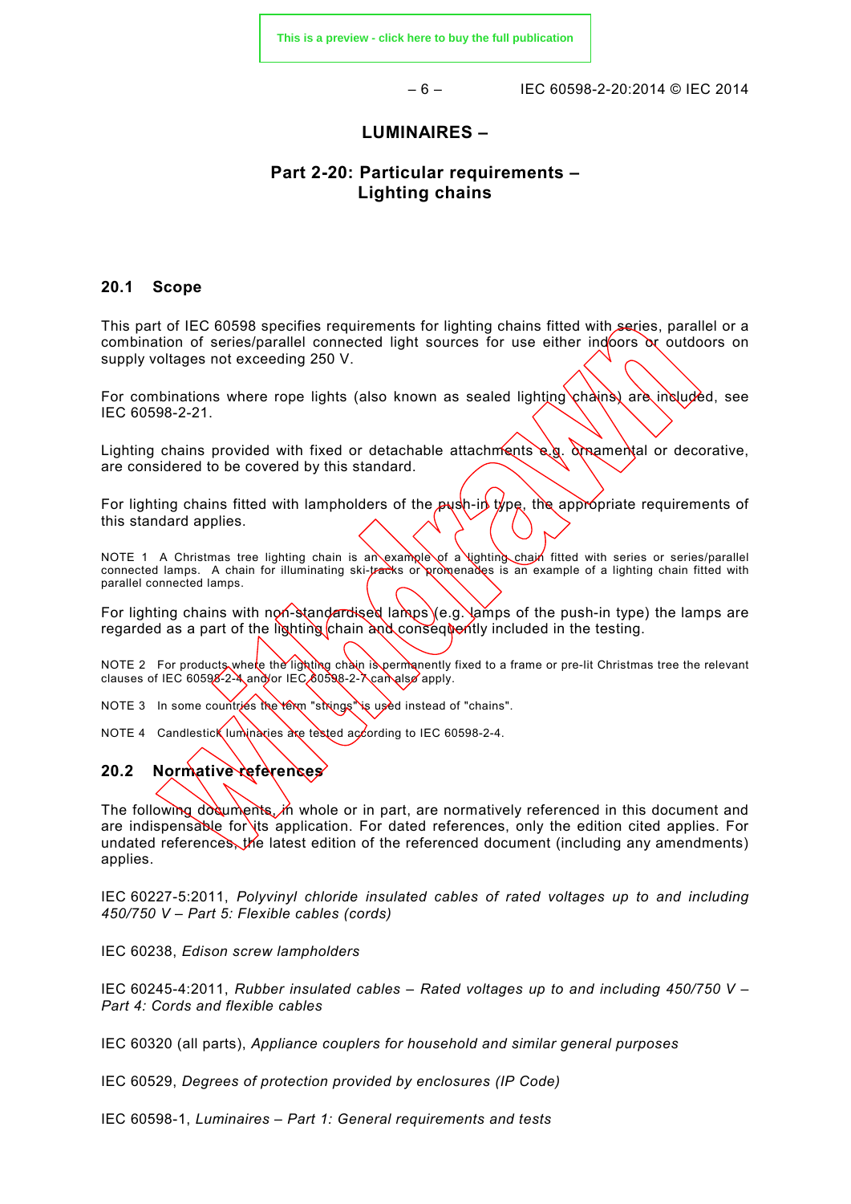# LUMINAIRES –

## Part 2-20: Particular requirements – Lighting chains

### 20.1 Scope

This part of IEC 60598 specifies requirements for lighting chains fitted with series, parallel or a combination of series/parallel connected light sources for use either indoors or outdoors on supply voltages not exceeding 250 V.

For combinations where rope lights (also known as sealed lighting chains) are included, see IEC 60598-2-21.

Lighting chains provided with fixed or detachable attachments e.g. ornamental or decorative, are considered to be covered by this standard.

For lighting chains fitted with lampholders of the push-in type, the appropriate requirements of this standard applies.

NOTE 1 A Christmas tree lighting chain is an example of a lighting chain fitted with series or series/parallel connected lamps. A chain for illuminating ski-tracks or promenades is an example of a lighting chain fitted with parallel connected lamps.

For lighting chains with non-standardised lamps (e.g. lamps of the push-in type) the lamps are regarded as a part of the lighting chain and consequently included in the testing.

NOTE 2 For products where the lighting chain is permanently fixed to a frame or pre-lit Christmas tree the relevant clauses of IEC 60598-2-4 and/or IEC 60598-2-7 can also apply.

NOTE 3 In some countries the term "strings" is used instead of "chains".

NOTE 4 Candlestick luminaries are tested according to IEC 60598-2-4.

### 20.2 Normative references

The following documents, in whole or in part, are normatively referenced in this document and are indispensable for its application. For dated references, only the edition cited applies. For undated references, the latest edition of the referenced document (including any amendments) applies.

IEC 60227-5:2011, *Polyvinyl chloride insulated cables of rated voltages up to and including 450/750 V – Part 5: Flexible cables (cords)*

IEC 60238, *Edison screw lampholders*

IEC 60245-4:2011, *Rubber insulated cables – Rated voltages up to and including 450/750 V – Part 4: Cords and flexible cables*

IEC 60320 (all parts), *Appliance couplers for household and similar general purposes*

IEC 60529, *Degrees of protection provided by enclosures (IP Code)*

IEC 60598-1, *Luminaires – Part 1: General requirements and tests*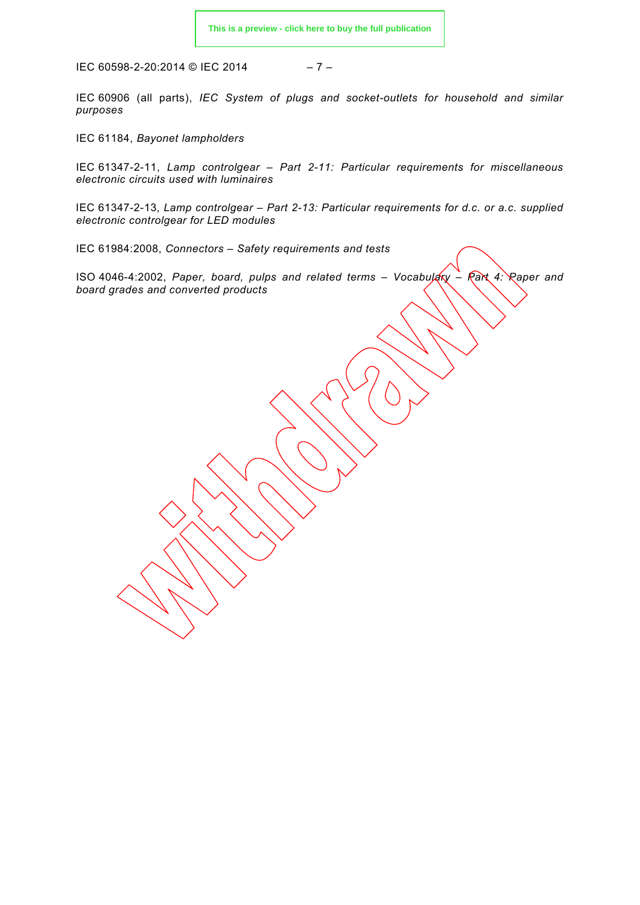IEC 60906 (all parts), *IEC System of plugs and socket-outlets for household and similar purposes*

IEC 61184, *Bayonet lampholders*

IEC 61347-2-11, *Lamp controlgear – Part 2-11: Particular requirements for miscellaneous electronic circuits used with luminaires*

IEC 61347-2-13, *Lamp controlgear – Part 2-13: Particular requirements for d.c. or a.c. supplied electronic controlgear for LED modules*

IEC 61984:2008, *Connectors – Safety requirements and tests*

ISO 4046-4:2002, *Paper, board, pulps and related terms – Vocabulary – Part 4: Paper and board grades and converted products*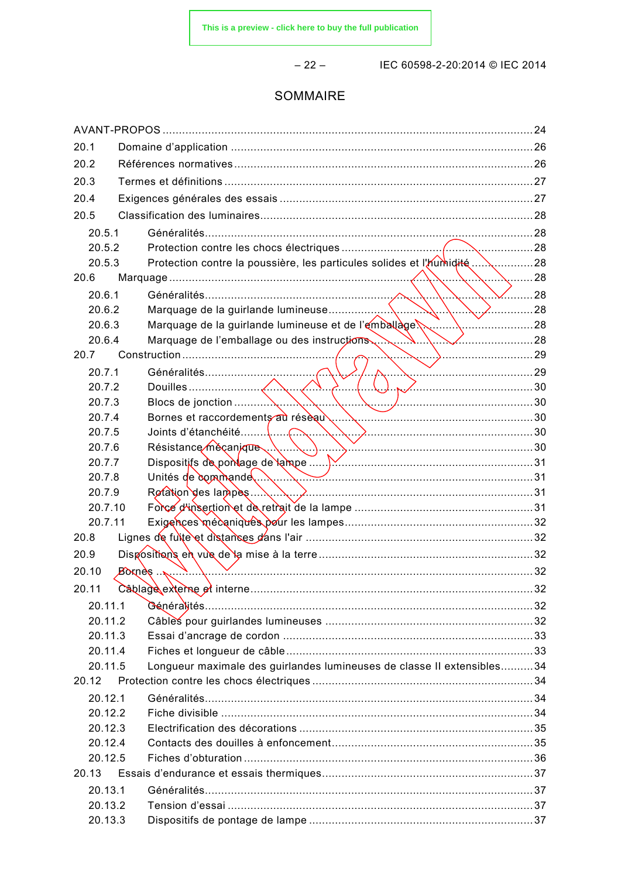# SOMMAIRE

AVANT-PROPOS ................................................................................................................24

20.1 Domaine d'application ..............................................................................................26

20.2 Références normatives ..............................................................................................26

20.3 Termes et définitions ................................................................................................27

20.4 Exigences générales des essais ................................................................................27

20.5 Classification des luminaires......................................................................................28

- 20.5.1 Généralités.........................................................................................................28
- 20.5.2 Protection contre les chocs électriques ..............................................................28
- 20.5.3 Protection contre la poussière, les particules solides et l'humidité ......................28

20.6 Marquage .....................................................................................................................28

- 20.6.1 Généralités.........................................................................................................28
- 20.6.2 Marquage de la guirlande lumineuse ..................................................................28
- 20.6.3 Marquage de la guirlande lumineuse et de l'emballage .........................................28
- 20.6.4 Marquage de l'emballage ou des instructions ......................................................28

20.7 Construction .................................................................................................................29

- 20.7.1 Généralités.........................................................................................................29
- 20.7.2 Douilles ..............................................................................................................30
- 20.7.3 Blocs de jonction ................................................................................................30
- 20.7.4 Bornes et raccordements au réseau ..................................................................30
- 20.7.5 Joints d'étanchéité...............................................................................................30
- 20.7.6 Résistance mécanique ........................................................................................30
- 20.7.7 Dispositifs de pontage de lampe .........................................................................31
- 20.7.8 Unités de commande...........................................................................................31
- 20.7.9 Rotation des lampes............................................................................................31
- 20.7.10 Force d'insertion et de retrait de la lampe ..........................................................31
- 20.7.11 Exigences mécaniques pour les lampes..............................................................32

20.8 Lignes de fuite et distances dans l'air ........................................................................32

20.9 Dispositions en vue de la mise à la terre ....................................................................32

20.10 Bornes ........................................................................................................................32

20.11 Câblage externe et interne..........................................................................................32

- 20.11.1 Généralités.........................................................................................................32
- 20.11.2 Câbles pour guirlandes lumineuses ...................................................................32
- 20.11.3 Essai d'ancrage de cordon ..................................................................................33
- 20.11.4 Fiches et longueur de câble ...............................................................................33
- 20.11.5 Longueur maximale des guirlandes lumineuses de classe II extensibles..........34

20.12 Protection contre les chocs électriques ......................................................................34

- 20.12.1 Généralités.........................................................................................................34
- 20.12.2 Fiche divisible .....................................................................................................34
- 20.12.3 Electrification des décorations ............................................................................35
- 20.12.4 Contacts des douilles à enfoncement..................................................................35
- 20.12.5 Fiches d'obturation ..............................................................................................36

20.13 Essais d'endurance et essais thermiques...................................................................37

- 20.13.1 Généralités.........................................................................................................37
- 20.13.2 Tension d'essai ...................................................................................................37
- 20.13.3 Dispositifs de pontage de lampe .........................................................................37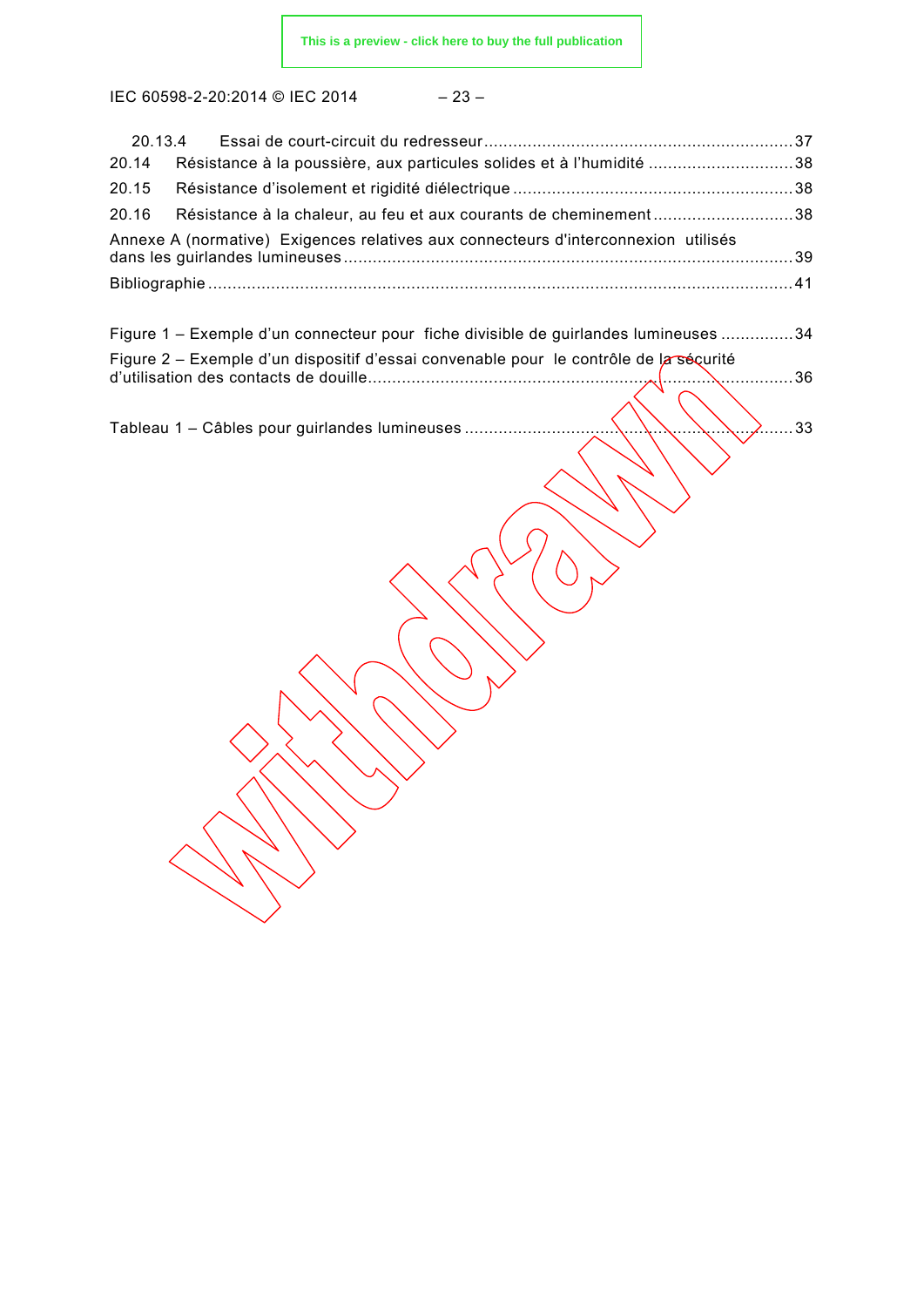20.13.4 Essai de court-circuit du redresseur ........................................................................37
20.14 Résistance à la poussière, aux particules solides et à l'humidité ...................................38
20.15 Résistance d'isolement et rigidité diélectrique .............................................................38
20.16 Résistance à la chaleur, au feu et aux courants de cheminement ...................................38
Annexe A (normative) Exigences relatives aux connecteurs d'interconnexion utilisés dans les guirlandes lumineuses ...................................................................................................39
Bibliographie ............................................................................................................................41

Figure 1 – Exemple d'un connecteur pour fiche divisible de guirlandes lumineuses ...............34
Figure 2 – Exemple d'un dispositif d'essai convenable pour le contrôle de la sécurité d'utilisation des contacts de douille..............................................................................................36

Tableau 1 – Câbles pour guirlandes lumineuses .....................................................................33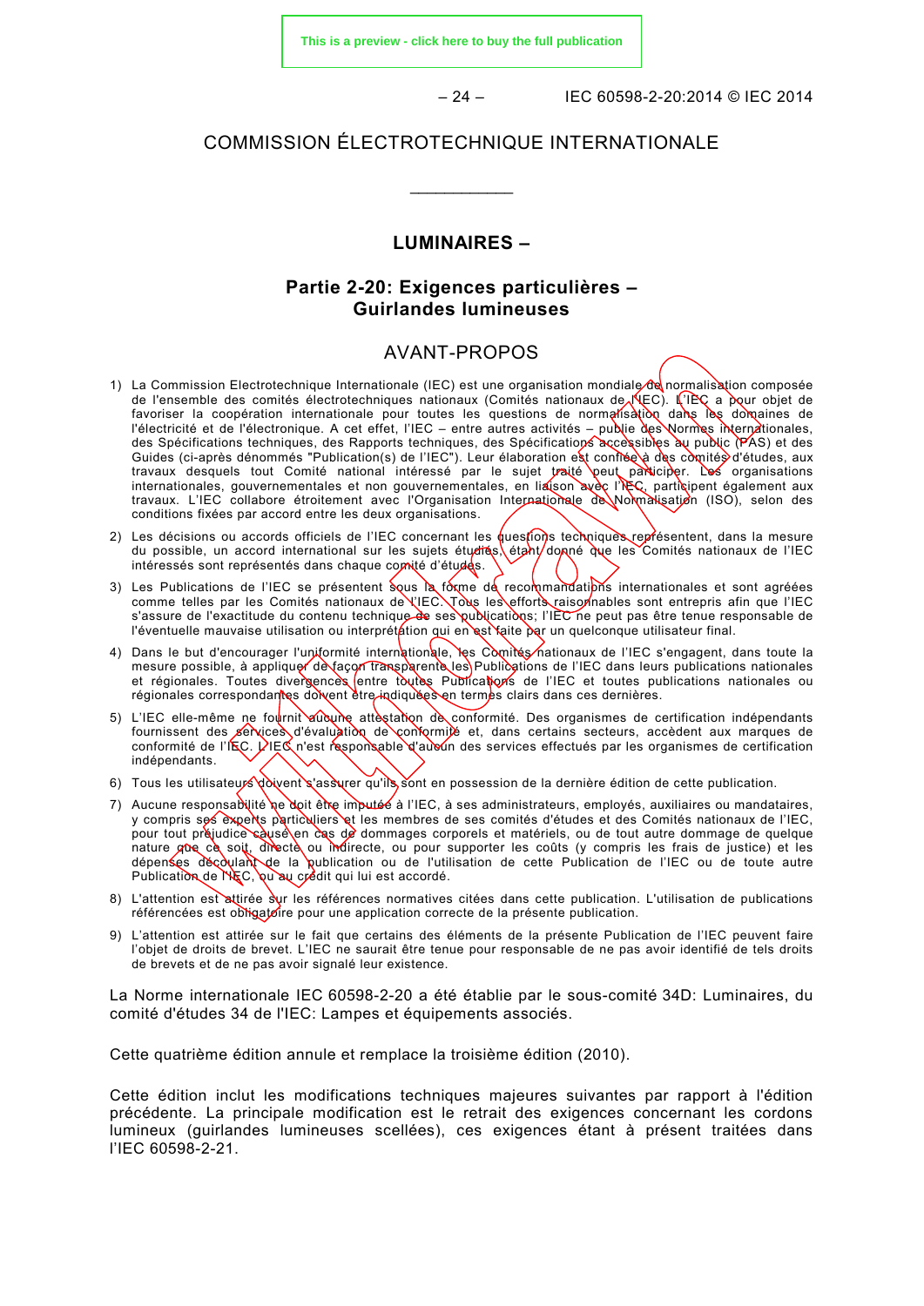COMMISSION ÉLECTROTECHNIQUE INTERNATIONALE

\_\_\_\_\_\_\_\_\_\_\_\_

# LUMINAIRES –

## Partie 2-20: Exigences particulières – Guirlandes lumineuses

## AVANT-PROPOS

1) La Commission Electrotechnique Internationale (IEC) est une organisation mondiale de normalisation composée de l'ensemble des comités électrotechniques nationaux (Comités nationaux de l'IEC). L'IEC a pour objet de favoriser la coopération internationale pour toutes les questions de normalisation dans les domaines de l'électricité et de l'électronique. A cet effet, l'IEC – entre autres activités – publie des Normes internationales, des Spécifications techniques, des Rapports techniques, des Spécifications accessibles au public (PAS) et des Guides (ci-après dénommés "Publication(s) de l'IEC"). Leur élaboration est confiée à des comités d'études, aux travaux desquels tout Comité national intéressé par le sujet traité peut participer. Les organisations internationales, gouvernementales et non gouvernementales, en liaison avec l'IEC, participent également aux travaux. L'IEC collabore étroitement avec l'Organisation Internationale de Normalisation (ISO), selon des conditions fixées par accord entre les deux organisations.
2) Les décisions ou accords officiels de l'IEC concernant les questions techniques représentent, dans la mesure du possible, un accord international sur les sujets étudiés, étant donné que les Comités nationaux de l'IEC intéressés sont représentés dans chaque comité d'études.
3) Les Publications de l'IEC se présentent sous la forme de recommandations internationales et sont agréées comme telles par les Comités nationaux de l'IEC. Tous les efforts raisonnables sont entrepris afin que l'IEC s'assure de l'exactitude du contenu technique de ses publications; l'IEC ne peut pas être tenue responsable de l'éventuelle mauvaise utilisation ou interprétation qui en est faite par un quelconque utilisateur final.
4) Dans le but d'encourager l'uniformité internationale, les Comités nationaux de l'IEC s'engagent, dans toute la mesure possible, à appliquer de façon transparente les Publications de l'IEC dans leurs publications nationales et régionales. Toutes divergences entre toutes Publications de l'IEC et toutes publications nationales ou régionales correspondantes doivent être indiquées en termes clairs dans ces dernières.
5) L'IEC elle-même ne fournit aucune attestation de conformité. Des organismes de certification indépendants fournissent des services d'évaluation de conformité et, dans certains secteurs, accèdent aux marques de conformité de l'IEC. L'IEC n'est responsable d'aucun des services effectués par les organismes de certification indépendants.
6) Tous les utilisateurs doivent s'assurer qu'ils sont en possession de la dernière édition de cette publication.
7) Aucune responsabilité ne doit être imputée à l'IEC, à ses administrateurs, employés, auxiliaires ou mandataires, y compris ses experts particuliers et les membres de ses comités d'études et des Comités nationaux de l'IEC, pour tout préjudice causé en cas de dommages corporels et matériels, ou de tout autre dommage de quelque nature que ce soit, directe ou indirecte, ou pour supporter les coûts (y compris les frais de justice) et les dépenses découlant de la publication ou de l'utilisation de cette Publication de l'IEC ou de toute autre Publication de l'IEC, ou au crédit qui lui est accordé.
8) L'attention est attirée sur les références normatives citées dans cette publication. L'utilisation de publications référencées est obligatoire pour une application correcte de la présente publication.
9) L'attention est attirée sur le fait que certains des éléments de la présente Publication de l'IEC peuvent faire l'objet de droits de brevet. L'IEC ne saurait être tenue pour responsable de ne pas avoir identifié de tels droits de brevets et de ne pas avoir signalé leur existence.

La Norme internationale IEC 60598-2-20 a été établie par le sous-comité 34D: Luminaires, du comité d'études 34 de l'IEC: Lampes et équipements associés.

Cette quatrième édition annule et remplace la troisième édition (2010).

Cette édition inclut les modifications techniques majeures suivantes par rapport à l'édition précédente. La principale modification est le retrait des exigences concernant les cordons lumineux (guirlandes lumineuses scellées), ces exigences étant à présent traitées dans l'IEC 60598-2-21.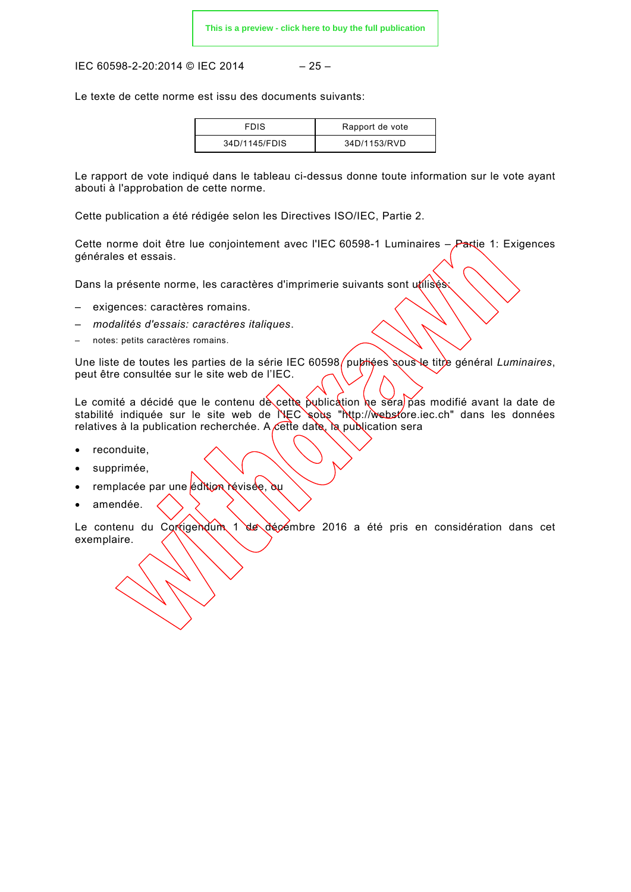Le texte de cette norme est issu des documents suivants:

| FDIS | Rapport de vote |
| --- | --- |
| 34D/1145/FDIS | 34D/1153/RVD |

Le rapport de vote indiqué dans le tableau ci-dessus donne toute information sur le vote ayant abouti à l'approbation de cette norme.

Cette publication a été rédigée selon les Directives ISO/IEC, Partie 2.

Cette norme doit être lue conjointement avec l'IEC 60598-1 Luminaires – Partie 1: Exigences générales et essais.

Dans la présente norme, les caractères d'imprimerie suivants sont utilisés:

– exigences: caractères romains.
– *modalités d'essais: caractères italiques*.
– notes: petits caractères romains.

Une liste de toutes les parties de la série IEC 60598, publiées sous le titre général *Luminaires*, peut être consultée sur le site web de l'IEC.

Le comité a décidé que le contenu de cette publication ne sera pas modifié avant la date de stabilité indiquée sur le site web de l'IEC sous "http://webstore.iec.ch" dans les données relatives à la publication recherchée. A cette date, la publication sera

- reconduite,
- supprimée,
- remplacée par une édition révisée, ou
- amendée.

Le contenu du Corrigendum 1 de décembre 2016 a été pris en considération dans cet exemplaire.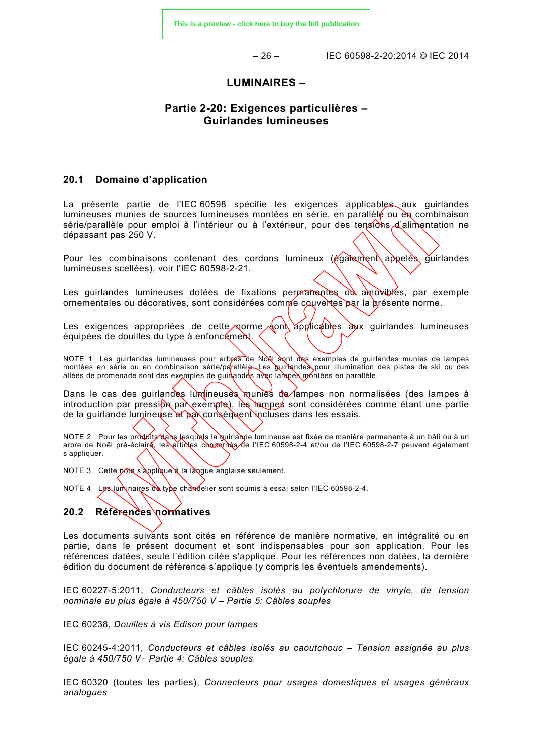# LUMINAIRES –

## Partie 2-20: Exigences particulières – Guirlandes lumineuses

### 20.1 Domaine d'application

La présente partie de l'IEC 60598 spécifie les exigences applicables aux guirlandes lumineuses munies de sources lumineuses montées en série, en parallèle ou en combinaison série/parallèle pour emploi à l'intérieur ou à l'extérieur, pour des tensions d'alimentation ne dépassant pas 250 V.

Pour les combinaisons contenant des cordons lumineux (également appelés guirlandes lumineuses scellées), voir l'IEC 60598-2-21.

Les guirlandes lumineuses dotées de fixations permanentes ou amovibles, par exemple ornementales ou décoratives, sont considérées comme couvertes par la présente norme.

Les exigences appropriées de cette norme sont applicables aux guirlandes lumineuses équipées de douilles du type à enfoncement.

NOTE 1 Les guirlandes lumineuses pour arbres de Noël sont des exemples de guirlandes munies de lampes montées en série ou en combinaison série/parallèle. Les guirlandes pour illumination des pistes de ski ou des allées de promenade sont des exemples de guirlandes avec lampes montées en parallèle.

Dans le cas des guirlandes lumineuses munies de lampes non normalisées (des lampes à introduction par pression par exemple), les lampes sont considérées comme étant une partie de la guirlande lumineuse et par conséquent incluses dans les essais.

NOTE 2 Pour les produits dans lesquels la guirlande lumineuse est fixée de manière permanente à un bâti ou à un arbre de Noël pré-éclairé, les articles concernés de l'IEC 60598-2-4 et/ou de l'IEC 60598-2-7 peuvent également s'appliquer.

NOTE 3 Cette note s'applique à la langue anglaise seulement.

NOTE 4 Les luminaires de type chandelier sont soumis à essai selon l'IEC 60598-2-4.

### 20.2 Références normatives

Les documents suivants sont cités en référence de manière normative, en intégralité ou en partie, dans le présent document et sont indispensables pour son application. Pour les références datées, seule l'édition citée s'applique. Pour les références non datées, la dernière édition du document de référence s'applique (y compris les éventuels amendements).

IEC 60227-5:2011, *Conducteurs et câbles isolés au polychlorure de vinyle, de tension nominale au plus égale à 450/750 V – Partie 5: Câbles souples*

IEC 60238, *Douilles à vis Edison pour lampes*

IEC 60245-4:2011, *Conducteurs et câbles isolés au caoutchouc – Tension assignée au plus égale à 450/750 V– Partie 4: Câbles souples*

IEC 60320 (toutes les parties), *Connecteurs pour usages domestiques et usages généraux analogues*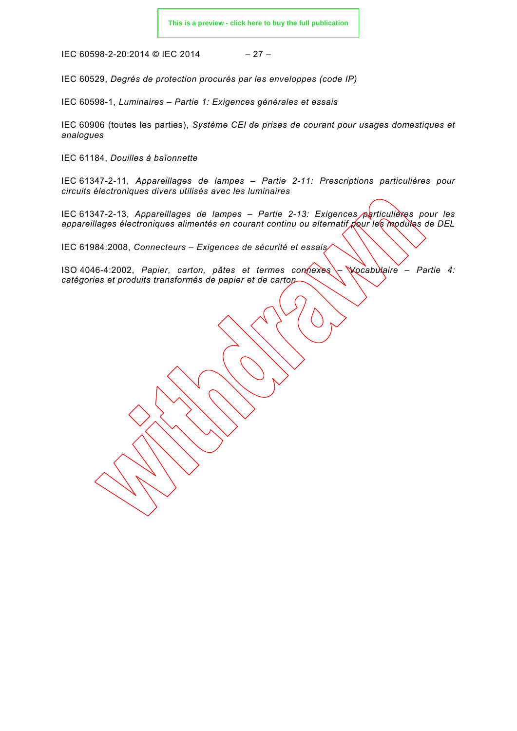IEC 60529, *Degrés de protection procurés par les enveloppes (code IP)*

IEC 60598-1, *Luminaires – Partie 1: Exigences générales et essais*

IEC 60906 (toutes les parties), *Système CEI de prises de courant pour usages domestiques et analogues*

IEC 61184, *Douilles à baïonnette*

IEC 61347-2-11, *Appareillages de lampes – Partie 2-11: Prescriptions particulières pour circuits électroniques divers utilisés avec les luminaires*

IEC 61347-2-13, *Appareillages de lampes – Partie 2-13: Exigences particulières pour les appareillages électroniques alimentés en courant continu ou alternatif pour les modules de DEL*

IEC 61984:2008, *Connecteurs – Exigences de sécurité et essais*

ISO 4046-4:2002, *Papier, carton, pâtes et termes connexes – Vocabulaire – Partie 4: catégories et produits transformés de papier et de carton*